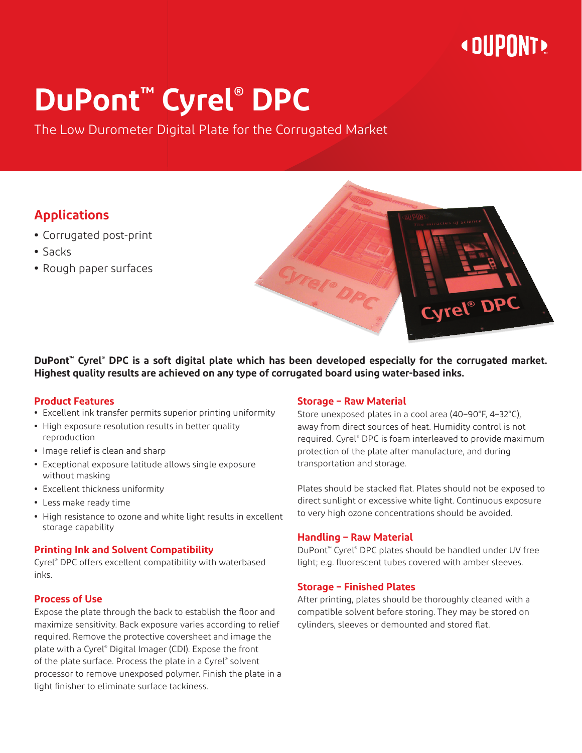# DuPont™ Cyrel® DPC

The Low Durometer Digital Plate for the Corrugated Market

## Applications

- Corrugated post-print
- Sacks
- Rough paper surfaces

**DuPont™ Cyrel® DPC is a soft digital plate which has been developed especially for the corrugated market. Highest quality results are achieved on any type of corrugated board using water-based inks.**

### Product Features

- Excellent ink transfer permits superior printing uniformity
- High exposure resolution results in better quality reproduction
- Image relief is clean and sharp
- Exceptional exposure latitude allows single exposure without masking
- Excellent thickness uniformity
- Less make ready time
- High resistance to ozone and white light results in excellent storage capability

### Printing Ink and Solvent Compatibility

Cyrel® DPC offers excellent compatibility with waterbased inks.

### Process of Use

Expose the plate through the back to establish the floor and maximize sensitivity. Back exposure varies according to relief required. Remove the protective coversheet and image the plate with a Cyrel® Digital Imager (CDI). Expose the front of the plate surface. Process the plate in a Cyrel® solvent processor to remove unexposed polymer. Finish the plate in a light finisher to eliminate surface tackiness.

### Storage – Raw Material

Store unexposed plates in a cool area (40–90°F, 4–32°C), away from direct sources of heat. Humidity control is not required. Cyrel® DPC is foam interleaved to provide maximum protection of the plate after manufacture, and during transportation and storage.

Plates should be stacked flat. Plates should not be exposed to direct sunlight or excessive white light. Continuous exposure to very high ozone concentrations should be avoided.

### Handling – Raw Material

DuPont™ Cyrel® DPC plates should be handled under UV free light; e.g. fluorescent tubes covered with amber sleeves.

### Storage – Finished Plates

After printing, plates should be thoroughly cleaned with a compatible solvent before storing. They may be stored on cylinders, sleeves or demounted and stored flat.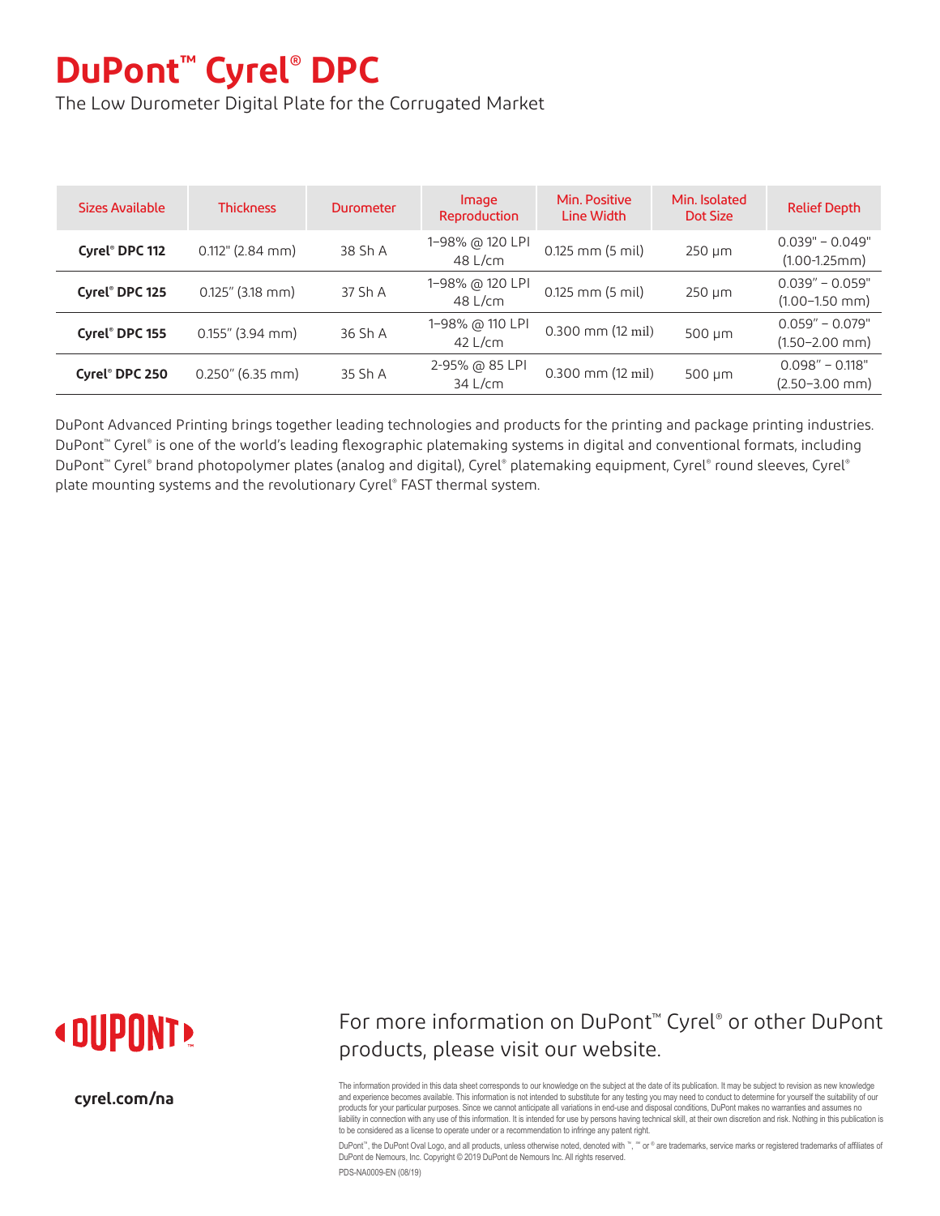# DuPont™ Cyrel® DPC

The Low Durometer Digital Plate for the Corrugated Market

| Sizes Available | Thickness | Durometer | Image Reproduction | Min. Positive Line Width | Min. Isolated Dot Size | Relief Depth |
|---|---|---|---|---|---|---|
| **Cyrel® DPC 112** | 0.112" (2.84 mm) | 38 Sh A | 1–98% @ 120 LPI 48 L/cm | 0.125 mm (5 mil) | 250 µm | 0.039" – 0.049" (1.00-1.25mm) |
| **Cyrel® DPC 125** | 0.125" (3.18 mm) | 37 Sh A | 1–98% @ 120 LPI 48 L/cm | 0.125 mm (5 mil) | 250 µm | 0.039" – 0.059" (1.00–1.50 mm) |
| **Cyrel® DPC 155** | 0.155" (3.94 mm) | 36 Sh A | 1–98% @ 110 LPI 42 L/cm | 0.300 mm (12 mil) | 500 µm | 0.059" – 0.079" (1.50–2.00 mm) |
| **Cyrel® DPC 250** | 0.250" (6.35 mm) | 35 Sh A | 2-95% @ 85 LPI 34 L/cm | 0.300 mm (12 mil) | 500 µm | 0.098" – 0.118" (2.50–3.00 mm) |

DuPont Advanced Printing brings together leading technologies and products for the printing and package printing industries. DuPont™ Cyrel® is one of the world's leading flexographic platemaking systems in digital and conventional formats, including DuPont™ Cyrel® brand photopolymer plates (analog and digital), Cyrel® platemaking equipment, Cyrel® round sleeves, Cyrel® plate mounting systems and the revolutionary Cyrel® FAST thermal system.

DUPONT

**cyrel.com/na**

For more information on DuPont™ Cyrel® or other DuPont products, please visit our website.

The information provided in this data sheet corresponds to our knowledge on the subject at the date of its publication. It may be subject to revision as new knowledge and experience becomes available. This information is not intended to substitute for any testing you may need to conduct to determine for yourself the suitability of our products for your particular purposes. Since we cannot anticipate all variations in end-use and disposal conditions, DuPont makes no warranties and assumes no liability in connection with any use of this information. It is intended for use by persons having technical skill, at their own discretion and risk. Nothing in this publication is to be considered as a license to operate under or a recommendation to infringe any patent right.

DuPont™, the DuPont Oval Logo, and all products, unless otherwise noted, denoted with ™, ℠ or ® are trademarks, service marks or registered trademarks of affiliates of DuPont de Nemours, Inc. Copyright © 2019 DuPont de Nemours Inc. All rights reserved.

PDS-NA0009-EN (08/19)